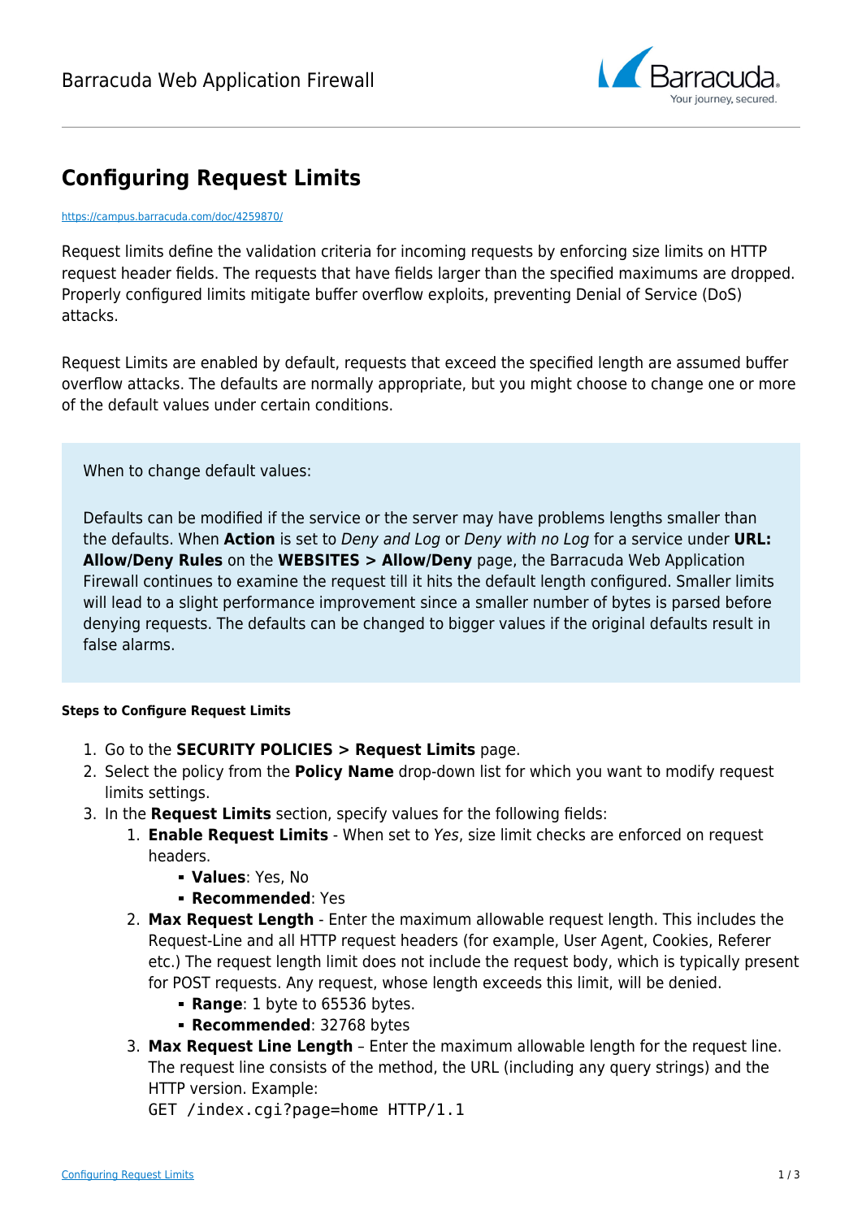# Configuring Request Limits

https://campus.barracuda.com/doc/4259870/

Request limits define the validation criteria for incoming requests by enforcing size limits on HTTP request header fields. The requests that have fields larger than the specified maximums are dropped. Properly configured limits mitigate buffer overflow exploits, preventing Denial of Service (DoS) attacks.

Request Limits are enabled by default, requests that exceed the specified length are assumed buffer overflow attacks. The defaults are normally appropriate, but you might choose to change one or more of the default values under certain conditions.

> When to change default values:
>
> Defaults can be modified if the service or the server may have problems lengths smaller than the defaults. When **Action** is set to *Deny and Log* or *Deny with no Log* for a service under **URL: Allow/Deny Rules** on the **WEBSITES > Allow/Deny** page, the Barracuda Web Application Firewall continues to examine the request till it hits the default length configured. Smaller limits will lead to a slight performance improvement since a smaller number of bytes is parsed before denying requests. The defaults can be changed to bigger values if the original defaults result in false alarms.

#### Steps to Configure Request Limits

1. Go to the **SECURITY POLICIES > Request Limits** page.
2. Select the policy from the **Policy Name** drop-down list for which you want to modify request limits settings.
3. In the **Request Limits** section, specify values for the following fields:
   1. **Enable Request Limits** - When set to *Yes*, size limit checks are enforced on request headers.
      - **Values**: Yes, No
      - **Recommended**: Yes
   2. **Max Request Length** - Enter the maximum allowable request length. This includes the Request-Line and all HTTP request headers (for example, User Agent, Cookies, Referer etc.) The request length limit does not include the request body, which is typically present for POST requests. Any request, whose length exceeds this limit, will be denied.
      - **Range**: 1 byte to 65536 bytes.
      - **Recommended**: 32768 bytes
   3. **Max Request Line Length** – Enter the maximum allowable length for the request line. The request line consists of the method, the URL (including any query strings) and the HTTP version. Example:
      `GET /index.cgi?page=home HTTP/1.1`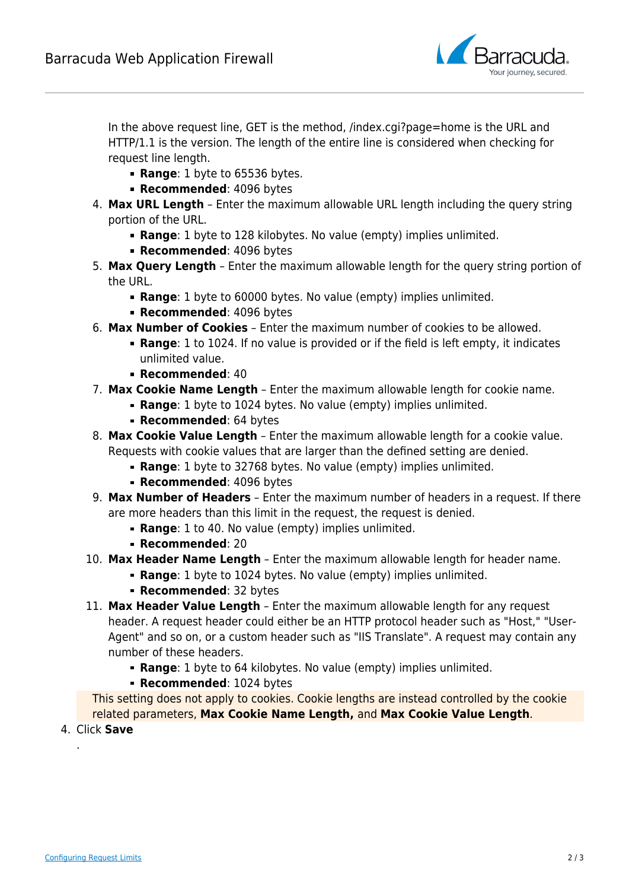In the above request line, GET is the method, /index.cgi?page=home is the URL and HTTP/1.1 is the version. The length of the entire line is considered when checking for request line length.

- **Range**: 1 byte to 65536 bytes.
- **Recommended**: 4096 bytes

4. **Max URL Length** – Enter the maximum allowable URL length including the query string portion of the URL.
   - **Range**: 1 byte to 128 kilobytes. No value (empty) implies unlimited.
   - **Recommended**: 4096 bytes
5. **Max Query Length** – Enter the maximum allowable length for the query string portion of the URL.
   - **Range**: 1 byte to 60000 bytes. No value (empty) implies unlimited.
   - **Recommended**: 4096 bytes
6. **Max Number of Cookies** – Enter the maximum number of cookies to be allowed.
   - **Range**: 1 to 1024. If no value is provided or if the field is left empty, it indicates unlimited value.
   - **Recommended**: 40
7. **Max Cookie Name Length** – Enter the maximum allowable length for cookie name.
   - **Range**: 1 byte to 1024 bytes. No value (empty) implies unlimited.
   - **Recommended**: 64 bytes
8. **Max Cookie Value Length** – Enter the maximum allowable length for a cookie value. Requests with cookie values that are larger than the defined setting are denied.
   - **Range**: 1 byte to 32768 bytes. No value (empty) implies unlimited.
   - **Recommended**: 4096 bytes
9. **Max Number of Headers** – Enter the maximum number of headers in a request. If there are more headers than this limit in the request, the request is denied.
   - **Range**: 1 to 40. No value (empty) implies unlimited.
   - **Recommended**: 20
10. **Max Header Name Length** – Enter the maximum allowable length for header name.
    - **Range**: 1 byte to 1024 bytes. No value (empty) implies unlimited.
    - **Recommended**: 32 bytes
11. **Max Header Value Length** – Enter the maximum allowable length for any request header. A request header could either be an HTTP protocol header such as "Host," "User-Agent" and so on, or a custom header such as "IIS Translate". A request may contain any number of these headers.
    - **Range**: 1 byte to 64 kilobytes. No value (empty) implies unlimited.
    - **Recommended**: 1024 bytes

This setting does not apply to cookies. Cookie lengths are instead controlled by the cookie related parameters, **Max Cookie Name Length,** and **Max Cookie Value Length**.

4. Click **Save**

.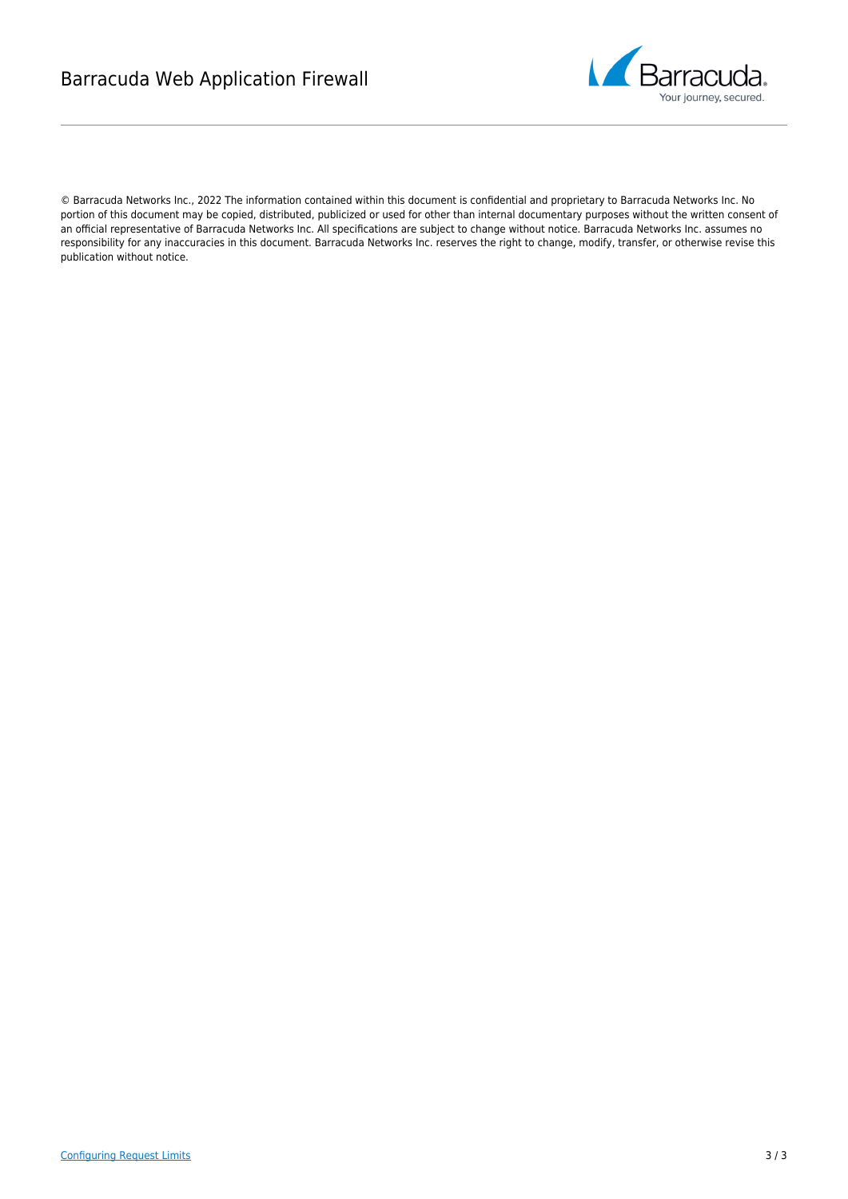© Barracuda Networks Inc., 2022 The information contained within this document is confidential and proprietary to Barracuda Networks Inc. No portion of this document may be copied, distributed, publicized or used for other than internal documentary purposes without the written consent of an official representative of Barracuda Networks Inc. All specifications are subject to change without notice. Barracuda Networks Inc. assumes no responsibility for any inaccuracies in this document. Barracuda Networks Inc. reserves the right to change, modify, transfer, or otherwise revise this publication without notice.